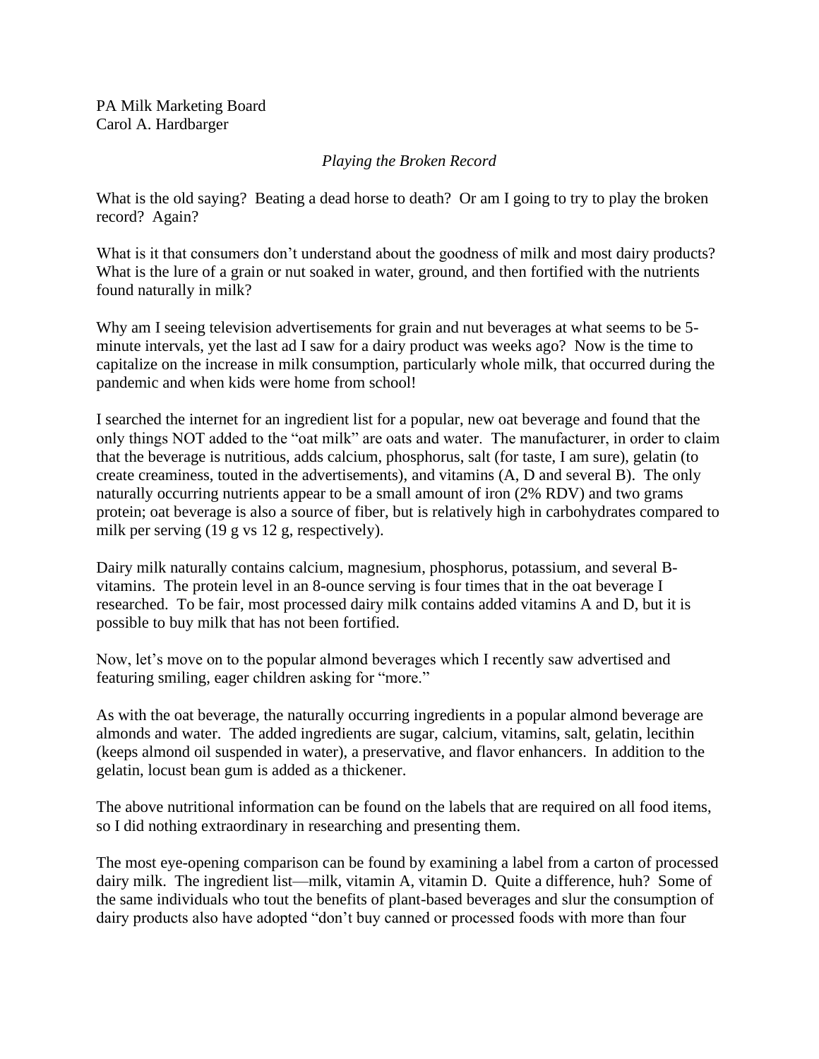PA Milk Marketing Board
Carol A. Hardbarger

*Playing the Broken Record*

What is the old saying? Beating a dead horse to death? Or am I going to try to play the broken record? Again?

What is it that consumers don't understand about the goodness of milk and most dairy products? What is the lure of a grain or nut soaked in water, ground, and then fortified with the nutrients found naturally in milk?

Why am I seeing television advertisements for grain and nut beverages at what seems to be 5-minute intervals, yet the last ad I saw for a dairy product was weeks ago? Now is the time to capitalize on the increase in milk consumption, particularly whole milk, that occurred during the pandemic and when kids were home from school!

I searched the internet for an ingredient list for a popular, new oat beverage and found that the only things NOT added to the "oat milk" are oats and water. The manufacturer, in order to claim that the beverage is nutritious, adds calcium, phosphorus, salt (for taste, I am sure), gelatin (to create creaminess, touted in the advertisements), and vitamins (A, D and several B). The only naturally occurring nutrients appear to be a small amount of iron (2% RDV) and two grams protein; oat beverage is also a source of fiber, but is relatively high in carbohydrates compared to milk per serving (19 g vs 12 g, respectively).

Dairy milk naturally contains calcium, magnesium, phosphorus, potassium, and several B-vitamins. The protein level in an 8-ounce serving is four times that in the oat beverage I researched. To be fair, most processed dairy milk contains added vitamins A and D, but it is possible to buy milk that has not been fortified.

Now, let's move on to the popular almond beverages which I recently saw advertised and featuring smiling, eager children asking for "more."

As with the oat beverage, the naturally occurring ingredients in a popular almond beverage are almonds and water. The added ingredients are sugar, calcium, vitamins, salt, gelatin, lecithin (keeps almond oil suspended in water), a preservative, and flavor enhancers. In addition to the gelatin, locust bean gum is added as a thickener.

The above nutritional information can be found on the labels that are required on all food items, so I did nothing extraordinary in researching and presenting them.

The most eye-opening comparison can be found by examining a label from a carton of processed dairy milk. The ingredient list—milk, vitamin A, vitamin D. Quite a difference, huh? Some of the same individuals who tout the benefits of plant-based beverages and slur the consumption of dairy products also have adopted "don't buy canned or processed foods with more than four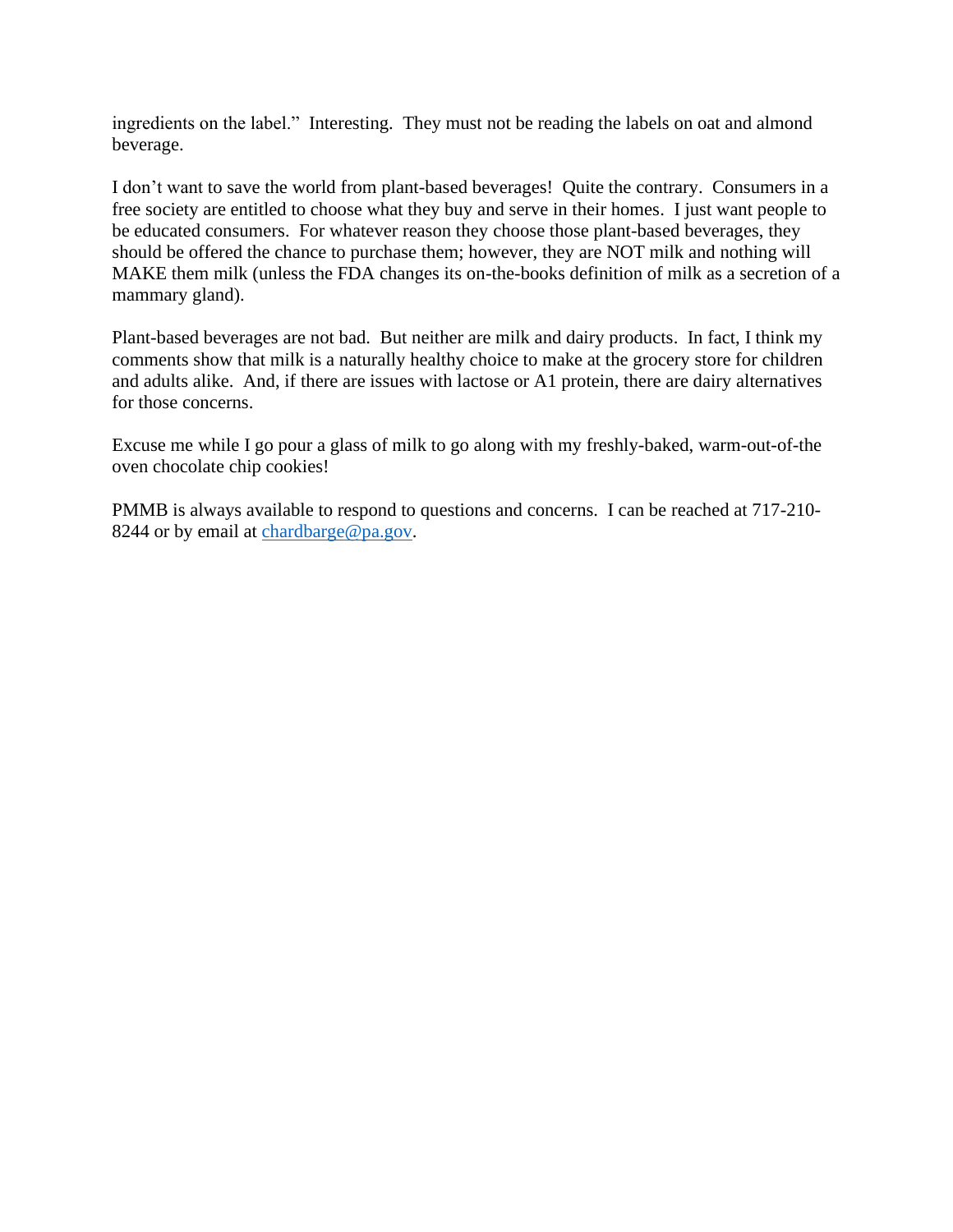ingredients on the label." Interesting. They must not be reading the labels on oat and almond beverage.

I don't want to save the world from plant-based beverages! Quite the contrary. Consumers in a free society are entitled to choose what they buy and serve in their homes. I just want people to be educated consumers. For whatever reason they choose those plant-based beverages, they should be offered the chance to purchase them; however, they are NOT milk and nothing will MAKE them milk (unless the FDA changes its on-the-books definition of milk as a secretion of a mammary gland).

Plant-based beverages are not bad. But neither are milk and dairy products. In fact, I think my comments show that milk is a naturally healthy choice to make at the grocery store for children and adults alike. And, if there are issues with lactose or A1 protein, there are dairy alternatives for those concerns.

Excuse me while I go pour a glass of milk to go along with my freshly-baked, warm-out-of-the oven chocolate chip cookies!

PMMB is always available to respond to questions and concerns. I can be reached at 717-210-8244 or by email at chardbarge@pa.gov.